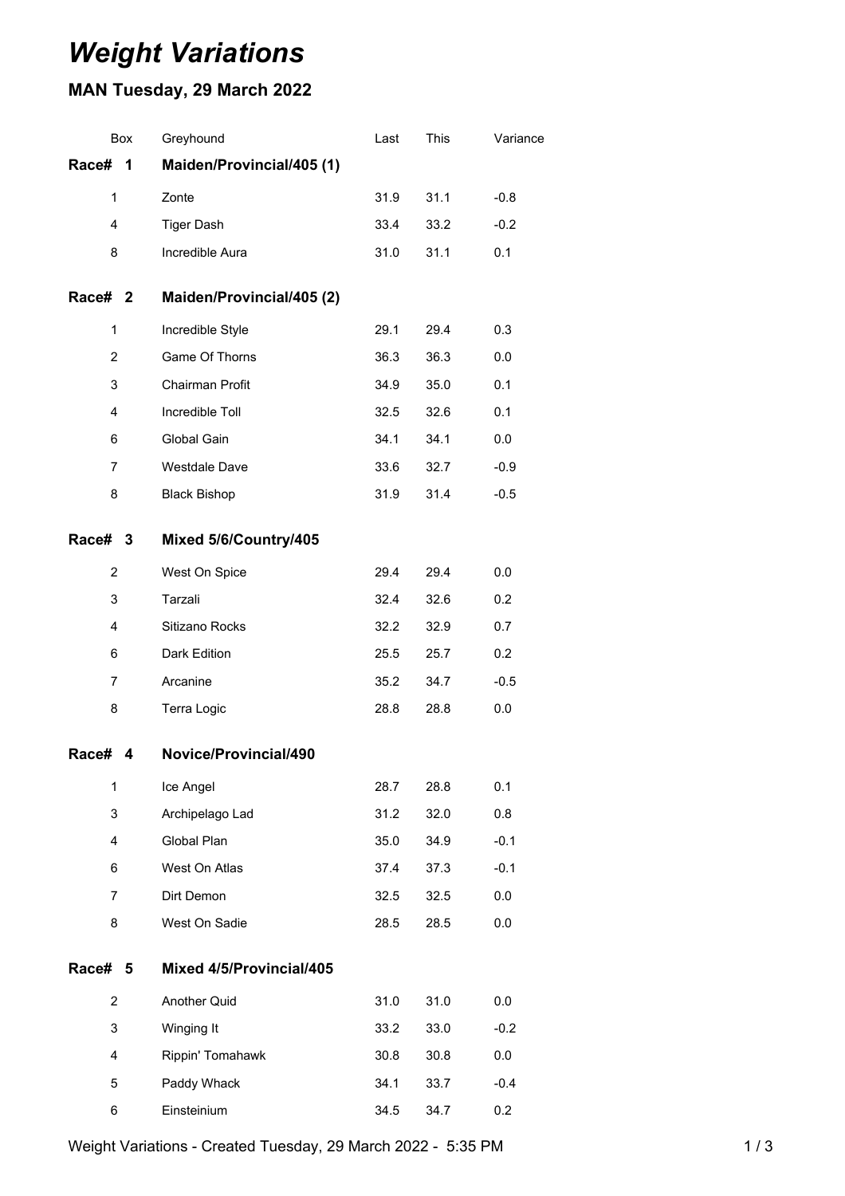# *Weight Variations*

## MAN Tuesday, 29 March 2022

| Box | Greyhound | Last | This | Variance |
|---|---|---|---|---|
| **Race# 1** | **Maiden/Provincial/405 (1)** | | | |
| 1 | Zonte | 31.9 | 31.1 | -0.8 |
| 4 | Tiger Dash | 33.4 | 33.2 | -0.2 |
| 8 | Incredible Aura | 31.0 | 31.1 | 0.1 |
| **Race# 2** | **Maiden/Provincial/405 (2)** | | | |
| 1 | Incredible Style | 29.1 | 29.4 | 0.3 |
| 2 | Game Of Thorns | 36.3 | 36.3 | 0.0 |
| 3 | Chairman Profit | 34.9 | 35.0 | 0.1 |
| 4 | Incredible Toll | 32.5 | 32.6 | 0.1 |
| 6 | Global Gain | 34.1 | 34.1 | 0.0 |
| 7 | Westdale Dave | 33.6 | 32.7 | -0.9 |
| 8 | Black Bishop | 31.9 | 31.4 | -0.5 |
| **Race# 3** | **Mixed 5/6/Country/405** | | | |
| 2 | West On Spice | 29.4 | 29.4 | 0.0 |
| 3 | Tarzali | 32.4 | 32.6 | 0.2 |
| 4 | Sitizano Rocks | 32.2 | 32.9 | 0.7 |
| 6 | Dark Edition | 25.5 | 25.7 | 0.2 |
| 7 | Arcanine | 35.2 | 34.7 | -0.5 |
| 8 | Terra Logic | 28.8 | 28.8 | 0.0 |
| **Race# 4** | **Novice/Provincial/490** | | | |
| 1 | Ice Angel | 28.7 | 28.8 | 0.1 |
| 3 | Archipelago Lad | 31.2 | 32.0 | 0.8 |
| 4 | Global Plan | 35.0 | 34.9 | -0.1 |
| 6 | West On Atlas | 37.4 | 37.3 | -0.1 |
| 7 | Dirt Demon | 32.5 | 32.5 | 0.0 |
| 8 | West On Sadie | 28.5 | 28.5 | 0.0 |
| **Race# 5** | **Mixed 4/5/Provincial/405** | | | |
| 2 | Another Quid | 31.0 | 31.0 | 0.0 |
| 3 | Winging It | 33.2 | 33.0 | -0.2 |
| 4 | Rippin' Tomahawk | 30.8 | 30.8 | 0.0 |
| 5 | Paddy Whack | 34.1 | 33.7 | -0.4 |
| 6 | Einsteinium | 34.5 | 34.7 | 0.2 |

Weight Variations - Created Tuesday, 29 March 2022 - 5:35 PM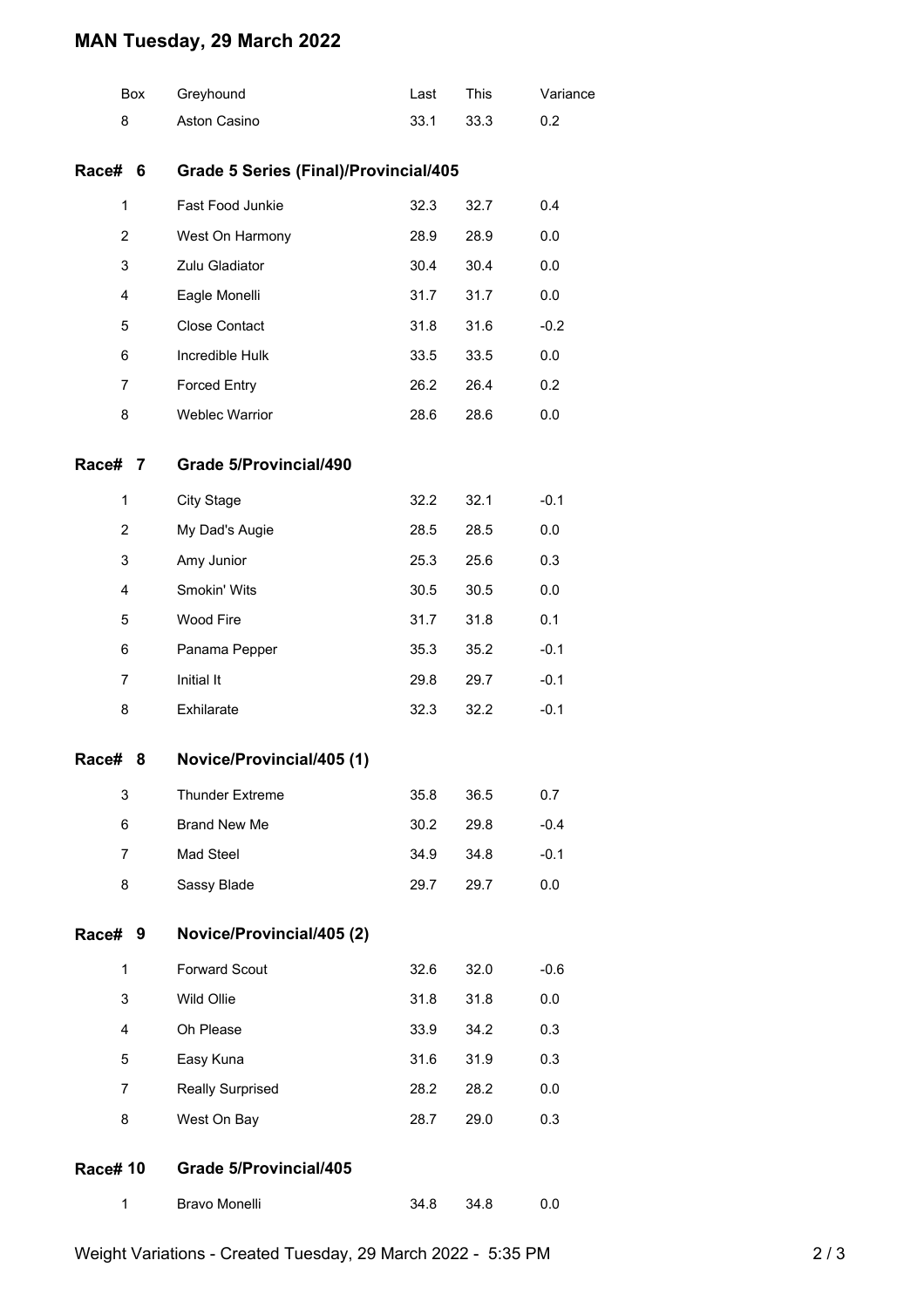# MAN Tuesday, 29 March 2022

| Box | Greyhound | Last | This | Variance |
|---|---|---|---|---|
| 8 | Aston Casino | 33.1 | 33.3 | 0.2 |

## Race# 6 Grade 5 Series (Final)/Provincial/405

| Box | Greyhound | Last | This | Variance |
|---|---|---|---|---|
| 1 | Fast Food Junkie | 32.3 | 32.7 | 0.4 |
| 2 | West On Harmony | 28.9 | 28.9 | 0.0 |
| 3 | Zulu Gladiator | 30.4 | 30.4 | 0.0 |
| 4 | Eagle Monelli | 31.7 | 31.7 | 0.0 |
| 5 | Close Contact | 31.8 | 31.6 | -0.2 |
| 6 | Incredible Hulk | 33.5 | 33.5 | 0.0 |
| 7 | Forced Entry | 26.2 | 26.4 | 0.2 |
| 8 | Weblec Warrior | 28.6 | 28.6 | 0.0 |

## Race# 7 Grade 5/Provincial/490

| Box | Greyhound | Last | This | Variance |
|---|---|---|---|---|
| 1 | City Stage | 32.2 | 32.1 | -0.1 |
| 2 | My Dad's Augie | 28.5 | 28.5 | 0.0 |
| 3 | Amy Junior | 25.3 | 25.6 | 0.3 |
| 4 | Smokin' Wits | 30.5 | 30.5 | 0.0 |
| 5 | Wood Fire | 31.7 | 31.8 | 0.1 |
| 6 | Panama Pepper | 35.3 | 35.2 | -0.1 |
| 7 | Initial It | 29.8 | 29.7 | -0.1 |
| 8 | Exhilarate | 32.3 | 32.2 | -0.1 |

## Race# 8 Novice/Provincial/405 (1)

| Box | Greyhound | Last | This | Variance |
|---|---|---|---|---|
| 3 | Thunder Extreme | 35.8 | 36.5 | 0.7 |
| 6 | Brand New Me | 30.2 | 29.8 | -0.4 |
| 7 | Mad Steel | 34.9 | 34.8 | -0.1 |
| 8 | Sassy Blade | 29.7 | 29.7 | 0.0 |

## Race# 9 Novice/Provincial/405 (2)

| Box | Greyhound | Last | This | Variance |
|---|---|---|---|---|
| 1 | Forward Scout | 32.6 | 32.0 | -0.6 |
| 3 | Wild Ollie | 31.8 | 31.8 | 0.0 |
| 4 | Oh Please | 33.9 | 34.2 | 0.3 |
| 5 | Easy Kuna | 31.6 | 31.9 | 0.3 |
| 7 | Really Surprised | 28.2 | 28.2 | 0.0 |
| 8 | West On Bay | 28.7 | 29.0 | 0.3 |

## Race# 10 Grade 5/Provincial/405

| Box | Greyhound | Last | This | Variance |
|---|---|---|---|---|
| 1 | Bravo Monelli | 34.8 | 34.8 | 0.0 |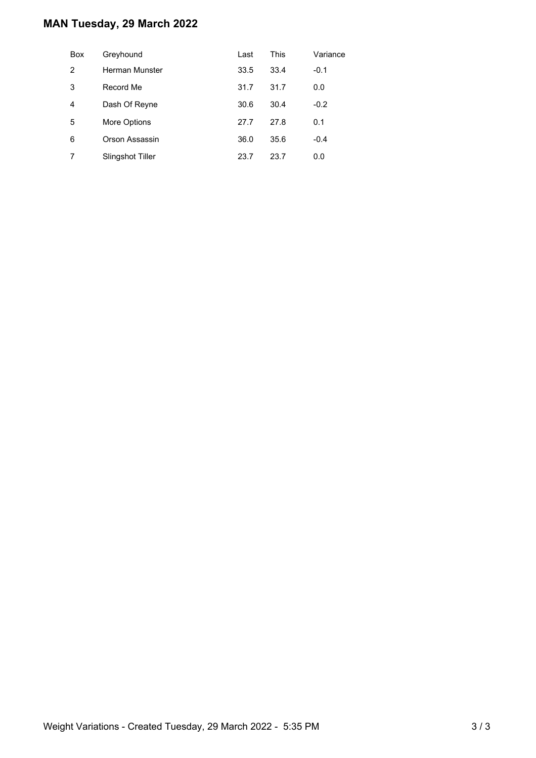## MAN Tuesday, 29 March 2022

| Box | Greyhound | Last | This | Variance |
|---|---|---|---|---|
| 2 | Herman Munster | 33.5 | 33.4 | -0.1 |
| 3 | Record Me | 31.7 | 31.7 | 0.0 |
| 4 | Dash Of Reyne | 30.6 | 30.4 | -0.2 |
| 5 | More Options | 27.7 | 27.8 | 0.1 |
| 6 | Orson Assassin | 36.0 | 35.6 | -0.4 |
| 7 | Slingshot Tiller | 23.7 | 23.7 | 0.0 |

Weight Variations - Created Tuesday, 29 March 2022 - 5:35 PM